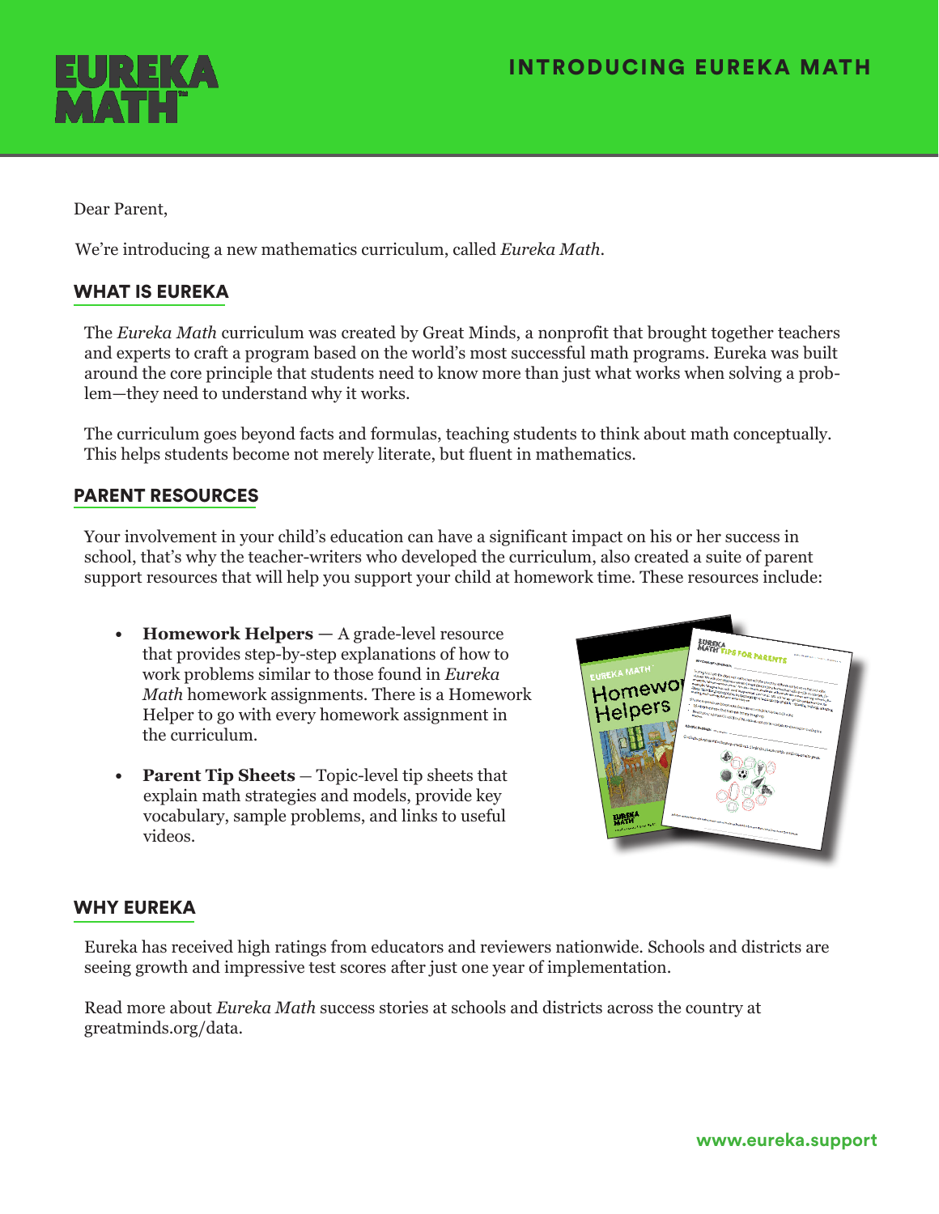# INTRODUCING EUREKA MATH

Dear Parent,

We're introducing a new mathematics curriculum, called *Eureka Math*.

## WHAT IS EUREKA

The *Eureka Math* curriculum was created by Great Minds, a nonprofit that brought together teachers and experts to craft a program based on the world's most successful math programs. Eureka was built around the core principle that students need to know more than just what works when solving a problem—they need to understand why it works.

The curriculum goes beyond facts and formulas, teaching students to think about math conceptually. This helps students become not merely literate, but fluent in mathematics.

## PARENT RESOURCES

Your involvement in your child's education can have a significant impact on his or her success in school, that's why the teacher-writers who developed the curriculum, also created a suite of parent support resources that will help you support your child at homework time. These resources include:

- **Homework Helpers** — A grade-level resource that provides step-by-step explanations of how to work problems similar to those found in *Eureka Math* homework assignments. There is a Homework Helper to go with every homework assignment in the curriculum.
- **Parent Tip Sheets** — Topic-level tip sheets that explain math strategies and models, provide key vocabulary, sample problems, and links to useful videos.

## WHY EUREKA

Eureka has received high ratings from educators and reviewers nationwide. Schools and districts are seeing growth and impressive test scores after just one year of implementation.

Read more about *Eureka Math* success stories at schools and districts across the country at greatminds.org/data.

www.eureka.support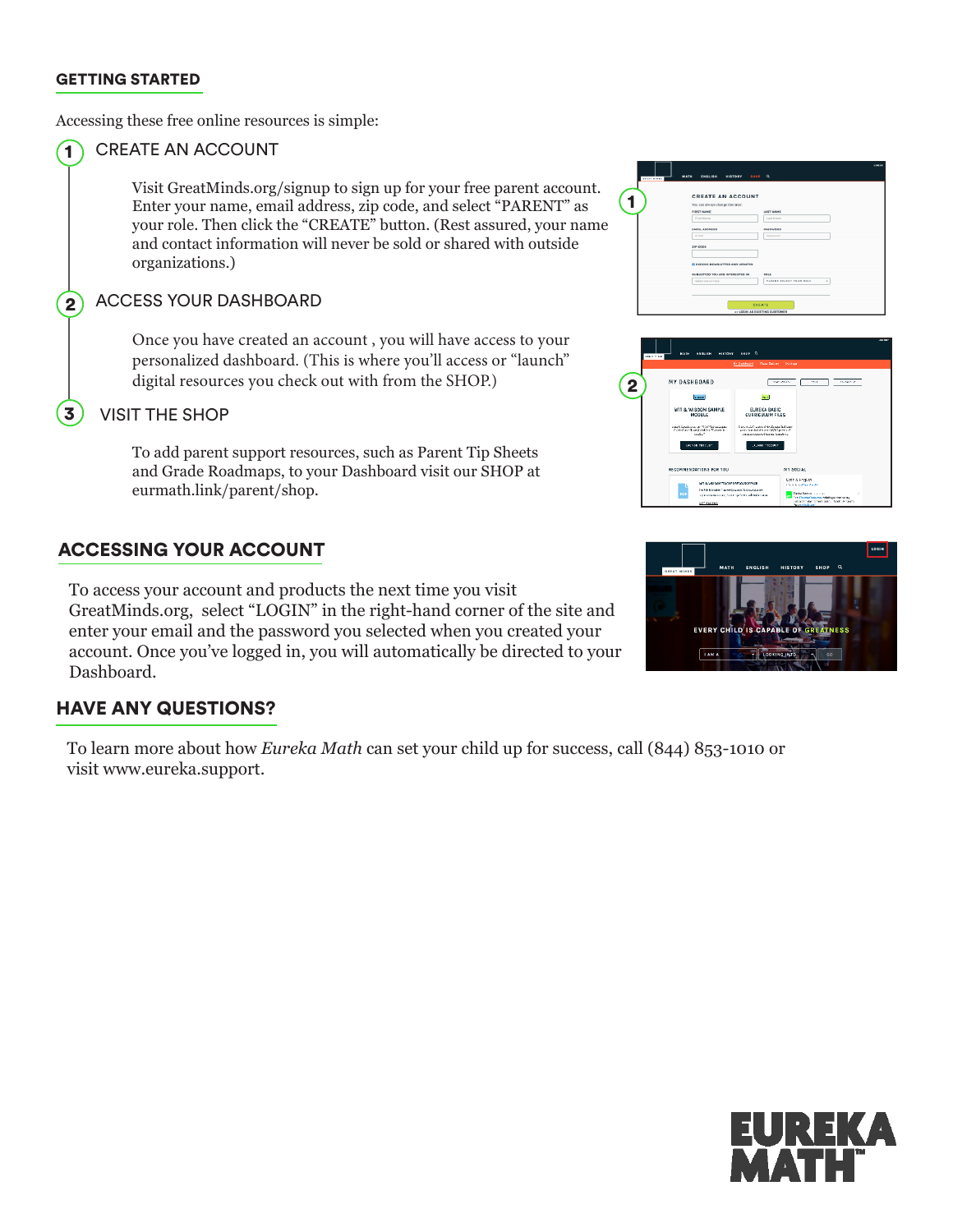## GETTING STARTED

Accessing these free online resources is simple:

### 1 CREATE AN ACCOUNT

Visit GreatMinds.org/signup to sign up for your free parent account. Enter your name, email address, zip code, and select "PARENT" as your role. Then click the "CREATE" button. (Rest assured, your name and contact information will never be sold or shared with outside organizations.)

### 2 ACCESS YOUR DASHBOARD

Once you have created an account , you will have access to your personalized dashboard. (This is where you'll access or "launch" digital resources you check out with from the SHOP.)

### 3 VISIT THE SHOP

To add parent support resources, such as Parent Tip Sheets and Grade Roadmaps, to your Dashboard visit our SHOP at eurmath.link/parent/shop.

## ACCESSING YOUR ACCOUNT

To access your account and products the next time you visit GreatMinds.org, select "LOGIN" in the right-hand corner of the site and enter your email and the password you selected when you created your account. Once you've logged in, you will automatically be directed to your Dashboard.

## HAVE ANY QUESTIONS?

To learn more about how *Eureka Math* can set your child up for success, call (844) 853-1010 or visit www.eureka.support.

EUREKA MATH™